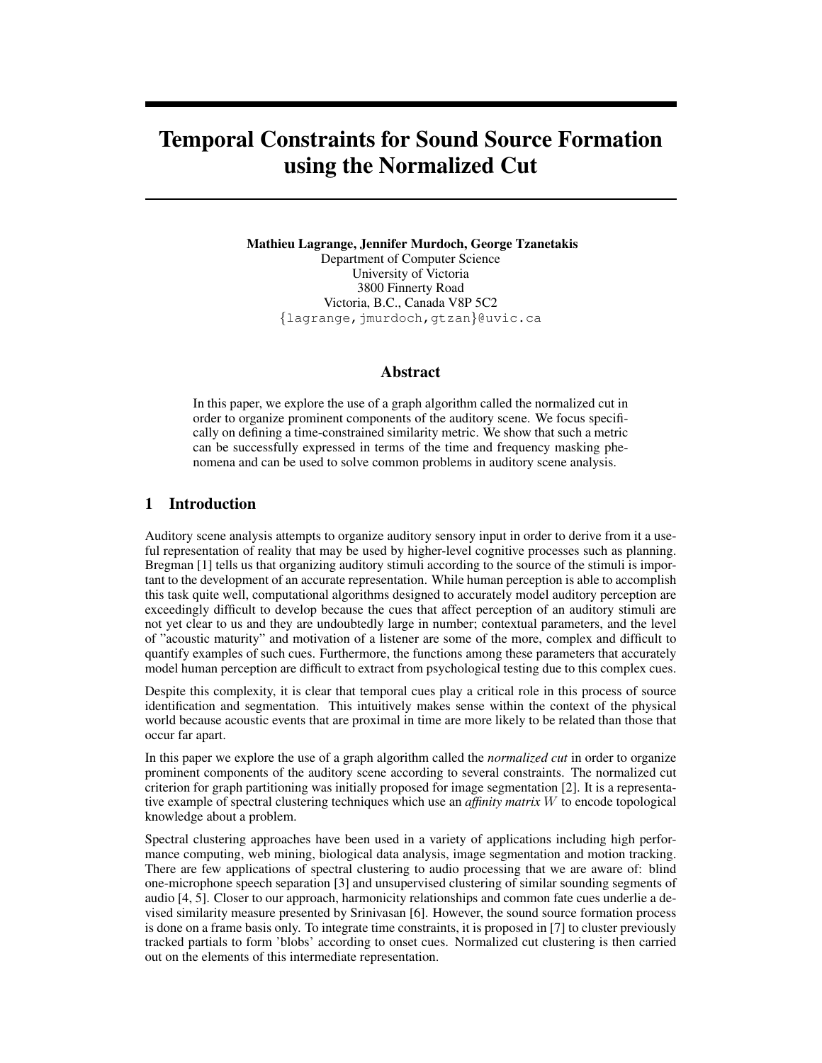# Temporal Constraints for Sound Source Formation using the Normalized Cut

**Mathieu Lagrange, Jennifer Murdoch, George Tzanetakis**
Department of Computer Science
University of Victoria
3800 Finnerty Road
Victoria, B.C., Canada V8P 5C2
{lagrange, jmurdoch, gtzan}@uvic.ca

## Abstract

In this paper, we explore the use of a graph algorithm called the normalized cut in order to organize prominent components of the auditory scene. We focus specifically on defining a time-constrained similarity metric. We show that such a metric can be successfully expressed in terms of the time and frequency masking phenomena and can be used to solve common problems in auditory scene analysis.

## 1 Introduction

Auditory scene analysis attempts to organize auditory sensory input in order to derive from it a useful representation of reality that may be used by higher-level cognitive processes such as planning. Bregman [1] tells us that organizing auditory stimuli according to the source of the stimuli is important to the development of an accurate representation. While human perception is able to accomplish this task quite well, computational algorithms designed to accurately model auditory perception are exceedingly difficult to develop because the cues that affect perception of an auditory stimuli are not yet clear to us and they are undoubtedly large in number; contextual parameters, and the level of "acoustic maturity" and motivation of a listener are some of the more, complex and difficult to quantify examples of such cues. Furthermore, the functions among these parameters that accurately model human perception are difficult to extract from psychological testing due to this complex cues.

Despite this complexity, it is clear that temporal cues play a critical role in this process of source identification and segmentation. This intuitively makes sense within the context of the physical world because acoustic events that are proximal in time are more likely to be related than those that occur far apart.

In this paper we explore the use of a graph algorithm called the *normalized cut* in order to organize prominent components of the auditory scene according to several constraints. The normalized cut criterion for graph partitioning was initially proposed for image segmentation [2]. It is a representative example of spectral clustering techniques which use an *affinity matrix* $W$ to encode topological knowledge about a problem.

Spectral clustering approaches have been used in a variety of applications including high performance computing, web mining, biological data analysis, image segmentation and motion tracking. There are few applications of spectral clustering to audio processing that we are aware of: blind one-microphone speech separation [3] and unsupervised clustering of similar sounding segments of audio [4, 5]. Closer to our approach, harmonicity relationships and common fate cues underlie a devised similarity measure presented by Srinivasan [6]. However, the sound source formation process is done on a frame basis only. To integrate time constraints, it is proposed in [7] to cluster previously tracked partials to form 'blobs' according to onset cues. Normalized cut clustering is then carried out on the elements of this intermediate representation.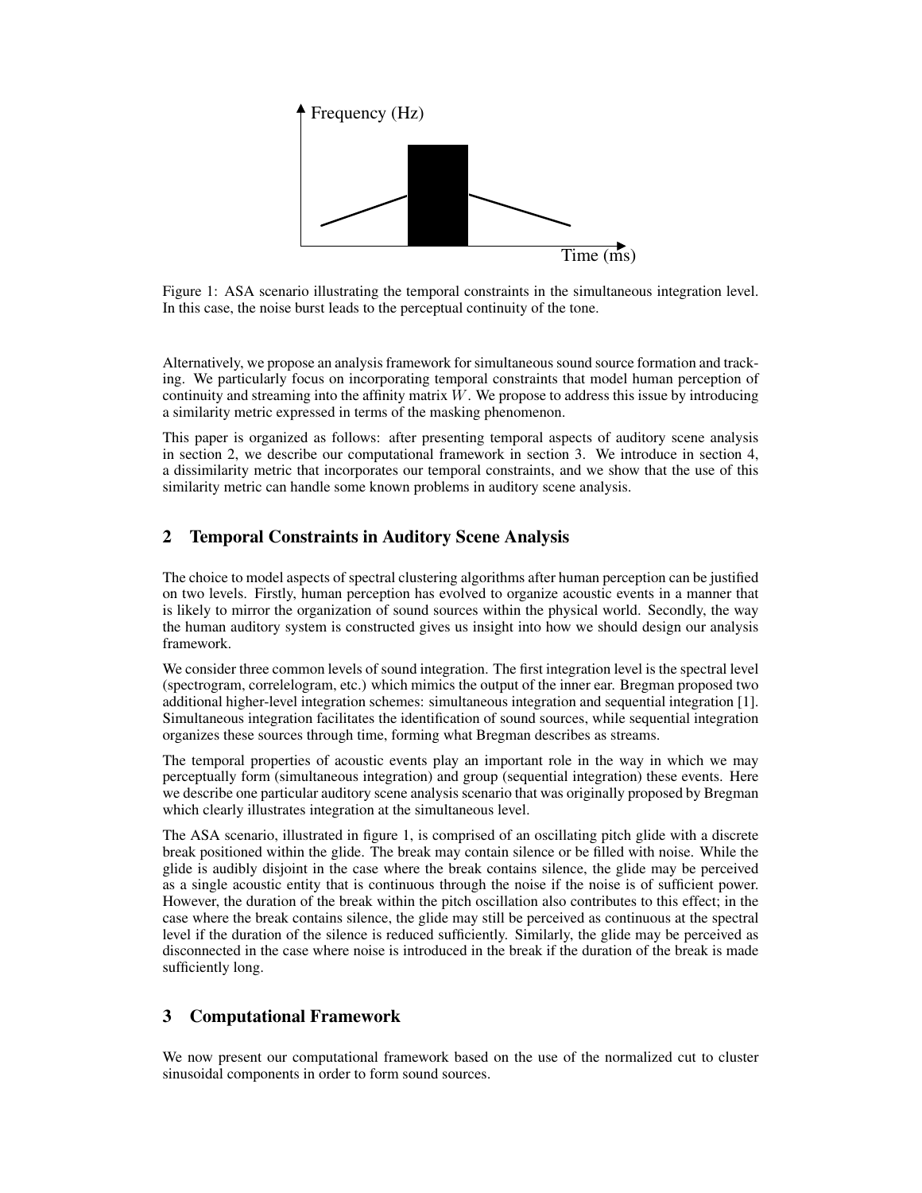Figure 1: ASA scenario illustrating the temporal constraints in the simultaneous integration level. In this case, the noise burst leads to the perceptual continuity of the tone.

Alternatively, we propose an analysis framework for simultaneous sound source formation and tracking. We particularly focus on incorporating temporal constraints that model human perception of continuity and streaming into the affinity matrix $W$. We propose to address this issue by introducing a similarity metric expressed in terms of the masking phenomenon.

This paper is organized as follows: after presenting temporal aspects of auditory scene analysis in section 2, we describe our computational framework in section 3. We introduce in section 4, a dissimilarity metric that incorporates our temporal constraints, and we show that the use of this similarity metric can handle some known problems in auditory scene analysis.

## 2 Temporal Constraints in Auditory Scene Analysis

The choice to model aspects of spectral clustering algorithms after human perception can be justified on two levels. Firstly, human perception has evolved to organize acoustic events in a manner that is likely to mirror the organization of sound sources within the physical world. Secondly, the way the human auditory system is constructed gives us insight into how we should design our analysis framework.

We consider three common levels of sound integration. The first integration level is the spectral level (spectrogram, correlelogram, etc.) which mimics the output of the inner ear. Bregman proposed two additional higher-level integration schemes: simultaneous integration and sequential integration [1]. Simultaneous integration facilitates the identification of sound sources, while sequential integration organizes these sources through time, forming what Bregman describes as streams.

The temporal properties of acoustic events play an important role in the way in which we may perceptually form (simultaneous integration) and group (sequential integration) these events. Here we describe one particular auditory scene analysis scenario that was originally proposed by Bregman which clearly illustrates integration at the simultaneous level.

The ASA scenario, illustrated in figure 1, is comprised of an oscillating pitch glide with a discrete break positioned within the glide. The break may contain silence or be filled with noise. While the glide is audibly disjoint in the case where the break contains silence, the glide may be perceived as a single acoustic entity that is continuous through the noise if the noise is of sufficient power. However, the duration of the break within the pitch oscillation also contributes to this effect; in the case where the break contains silence, the glide may still be perceived as continuous at the spectral level if the duration of the silence is reduced sufficiently. Similarly, the glide may be perceived as disconnected in the case where noise is introduced in the break if the duration of the break is made sufficiently long.

## 3 Computational Framework

We now present our computational framework based on the use of the normalized cut to cluster sinusoidal components in order to form sound sources.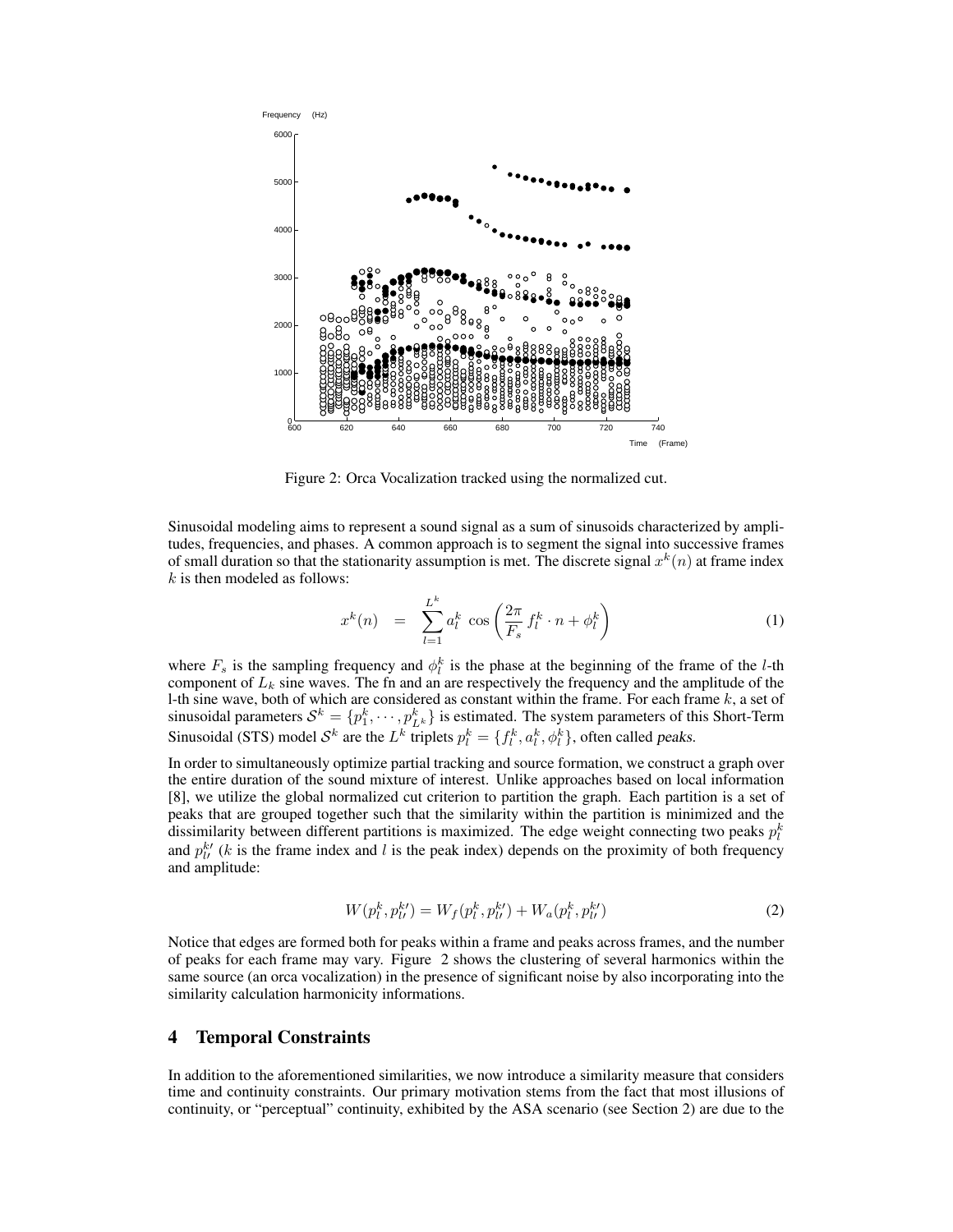Figure 2: Orca Vocalization tracked using the normalized cut.

Sinusoidal modeling aims to represent a sound signal as a sum of sinusoids characterized by amplitudes, frequencies, and phases. A common approach is to segment the signal into successive frames of small duration so that the stationarity assumption is met. The discrete signal $x^k(n)$ at frame index $k$ is then modeled as follows:

$$x^k(n) \quad = \quad \sum_{l=1}^{L^k} a_l^k \, \cos\left(\frac{2\pi}{F_s} f_l^k \cdot n + \phi_l^k\right) \tag{1}$$

where $F_s$ is the sampling frequency and $\phi_l^k$ is the phase at the beginning of the frame of the $l$-th component of $L_k$ sine waves. The fn and an are respectively the frequency and the amplitude of the l-th sine wave, both of which are considered as constant within the frame. For each frame $k$, a set of sinusoidal parameters $\mathcal{S}^k = \{p_1^k, \cdots, p_{L^k}^k\}$ is estimated. The system parameters of this Short-Term Sinusoidal (STS) model $\mathcal{S}^k$ are the $L^k$ triplets $p_l^k = \{f_l^k, a_l^k, \phi_l^k\}$, often called *peaks*.

In order to simultaneously optimize partial tracking and source formation, we construct a graph over the entire duration of the sound mixture of interest. Unlike approaches based on local information [8], we utilize the global normalized cut criterion to partition the graph. Each partition is a set of peaks that are grouped together such that the similarity within the partition is minimized and the dissimilarity between different partitions is maximized. The edge weight connecting two peaks $p_l^k$ and $p_{l'}^{k'}$ ($k$ is the frame index and $l$ is the peak index) depends on the proximity of both frequency and amplitude:

$$W(p_l^k, p_{l'}^{k\prime}) = W_f(p_l^k, p_{l'}^{k\prime}) + W_a(p_l^k, p_{l'}^{k\prime}) \tag{2}$$

Notice that edges are formed both for peaks within a frame and peaks across frames, and the number of peaks for each frame may vary. Figure 2 shows the clustering of several harmonics within the same source (an orca vocalization) in the presence of significant noise by also incorporating into the similarity calculation harmonicity informations.

## 4 Temporal Constraints

In addition to the aforementioned similarities, we now introduce a similarity measure that considers time and continuity constraints. Our primary motivation stems from the fact that most illusions of continuity, or "perceptual" continuity, exhibited by the ASA scenario (see Section 2) are due to the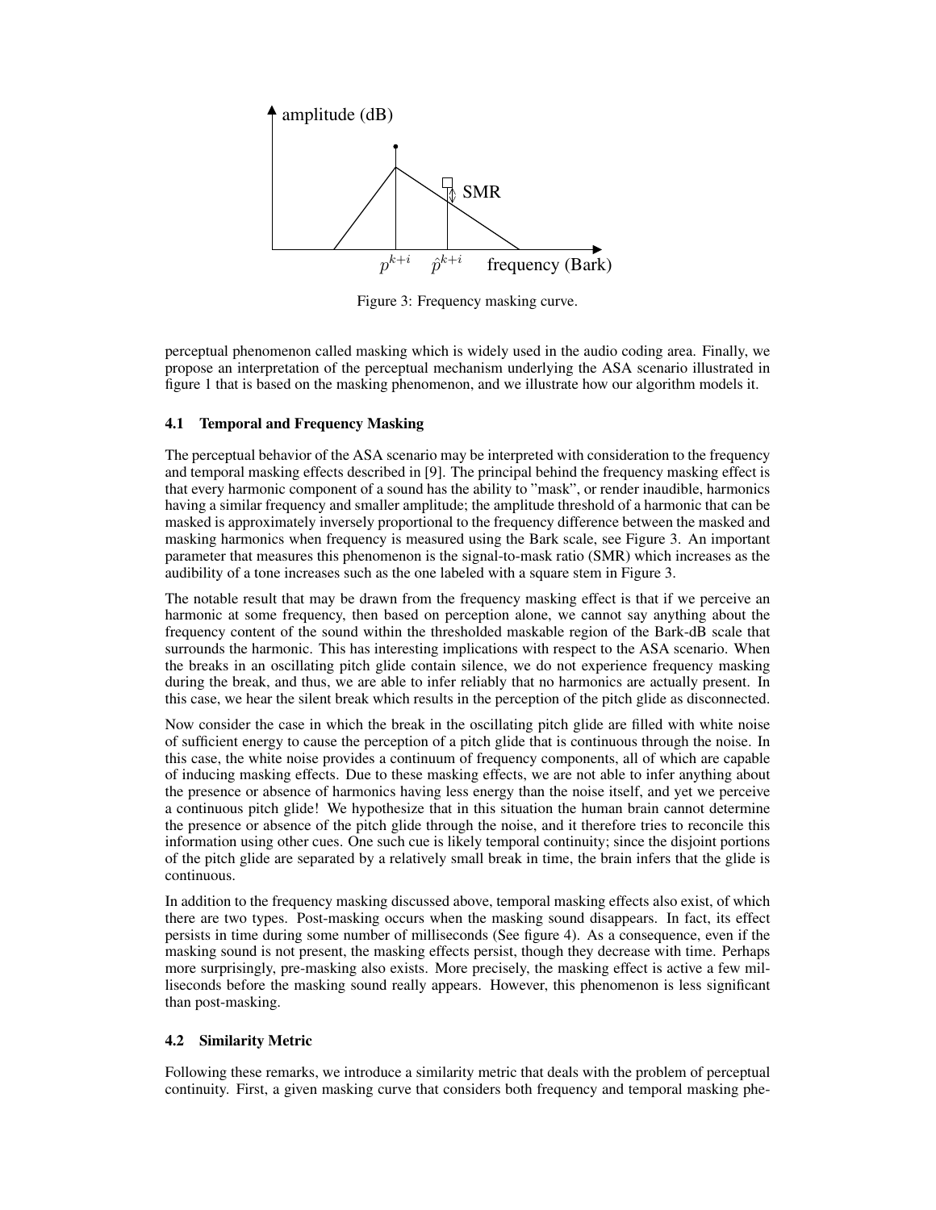Figure 3: Frequency masking curve.

perceptual phenomenon called masking which is widely used in the audio coding area. Finally, we propose an interpretation of the perceptual mechanism underlying the ASA scenario illustrated in figure 1 that is based on the masking phenomenon, and we illustrate how our algorithm models it.

### 4.1 Temporal and Frequency Masking

The perceptual behavior of the ASA scenario may be interpreted with consideration to the frequency and temporal masking effects described in [9]. The principal behind the frequency masking effect is that every harmonic component of a sound has the ability to "mask", or render inaudible, harmonics having a similar frequency and smaller amplitude; the amplitude threshold of a harmonic that can be masked is approximately inversely proportional to the frequency difference between the masked and masking harmonics when frequency is measured using the Bark scale, see Figure 3. An important parameter that measures this phenomenon is the signal-to-mask ratio (SMR) which increases as the audibility of a tone increases such as the one labeled with a square stem in Figure 3.

The notable result that may be drawn from the frequency masking effect is that if we perceive an harmonic at some frequency, then based on perception alone, we cannot say anything about the frequency content of the sound within the thresholded maskable region of the Bark-dB scale that surrounds the harmonic. This has interesting implications with respect to the ASA scenario. When the breaks in an oscillating pitch glide contain silence, we do not experience frequency masking during the break, and thus, we are able to infer reliably that no harmonics are actually present. In this case, we hear the silent break which results in the perception of the pitch glide as disconnected.

Now consider the case in which the break in the oscillating pitch glide are filled with white noise of sufficient energy to cause the perception of a pitch glide that is continuous through the noise. In this case, the white noise provides a continuum of frequency components, all of which are capable of inducing masking effects. Due to these masking effects, we are not able to infer anything about the presence or absence of harmonics having less energy than the noise itself, and yet we perceive a continuous pitch glide! We hypothesize that in this situation the human brain cannot determine the presence or absence of the pitch glide through the noise, and it therefore tries to reconcile this information using other cues. One such cue is likely temporal continuity; since the disjoint portions of the pitch glide are separated by a relatively small break in time, the brain infers that the glide is continuous.

In addition to the frequency masking discussed above, temporal masking effects also exist, of which there are two types. Post-masking occurs when the masking sound disappears. In fact, its effect persists in time during some number of milliseconds (See figure 4). As a consequence, even if the masking sound is not present, the masking effects persist, though they decrease with time. Perhaps more surprisingly, pre-masking also exists. More precisely, the masking effect is active a few milliseconds before the masking sound really appears. However, this phenomenon is less significant than post-masking.

### 4.2 Similarity Metric

Following these remarks, we introduce a similarity metric that deals with the problem of perceptual continuity. First, a given masking curve that considers both frequency and temporal masking phe-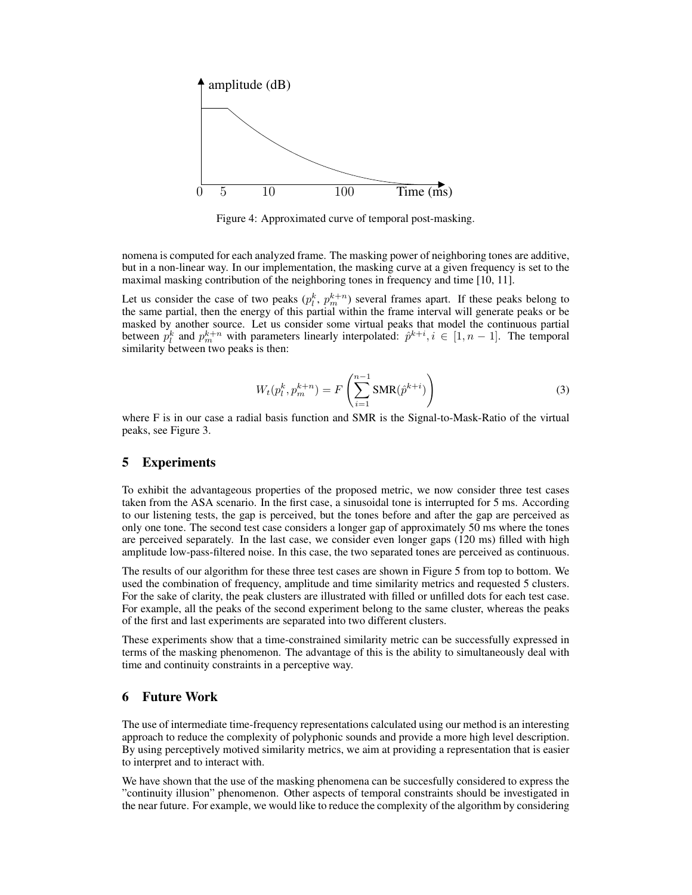Figure 4: Approximated curve of temporal post-masking.

nomena is computed for each analyzed frame. The masking power of neighboring tones are additive, but in a non-linear way. In our implementation, the masking curve at a given frequency is set to the maximal masking contribution of the neighboring tones in frequency and time [10, 11].

Let us consider the case of two peaks ($p_l^k$, $p_m^{k+n}$) several frames apart. If these peaks belong to the same partial, then the energy of this partial within the frame interval will generate peaks or be masked by another source. Let us consider some virtual peaks that model the continuous partial between $p_l^k$ and $p_m^{k+n}$ with parameters linearly interpolated: $\hat{p}^{k+i}, i \in [1, n-1]$. The temporal similarity between two peaks is then:

$$W_t(p_l^k, p_m^{k+n}) = F\left(\sum_{i=1}^{n-1} \text{SMR}(\hat{p}^{k+i})\right) \tag{3}$$

where F is in our case a radial basis function and SMR is the Signal-to-Mask-Ratio of the virtual peaks, see Figure 3.

## 5 Experiments

To exhibit the advantageous properties of the proposed metric, we now consider three test cases taken from the ASA scenario. In the first case, a sinusoidal tone is interrupted for 5 ms. According to our listening tests, the gap is perceived, but the tones before and after the gap are perceived as only one tone. The second test case considers a longer gap of approximately 50 ms where the tones are perceived separately. In the last case, we consider even longer gaps (120 ms) filled with high amplitude low-pass-filtered noise. In this case, the two separated tones are perceived as continuous.

The results of our algorithm for these three test cases are shown in Figure 5 from top to bottom. We used the combination of frequency, amplitude and time similarity metrics and requested 5 clusters. For the sake of clarity, the peak clusters are illustrated with filled or unfilled dots for each test case. For example, all the peaks of the second experiment belong to the same cluster, whereas the peaks of the first and last experiments are separated into two different clusters.

These experiments show that a time-constrained similarity metric can be successfully expressed in terms of the masking phenomenon. The advantage of this is the ability to simultaneously deal with time and continuity constraints in a perceptive way.

## 6 Future Work

The use of intermediate time-frequency representations calculated using our method is an interesting approach to reduce the complexity of polyphonic sounds and provide a more high level description. By using perceptively motived similarity metrics, we aim at providing a representation that is easier to interpret and to interact with.

We have shown that the use of the masking phenomena can be succesfully considered to express the "continuity illusion" phenomenon. Other aspects of temporal constraints should be investigated in the near future. For example, we would like to reduce the complexity of the algorithm by considering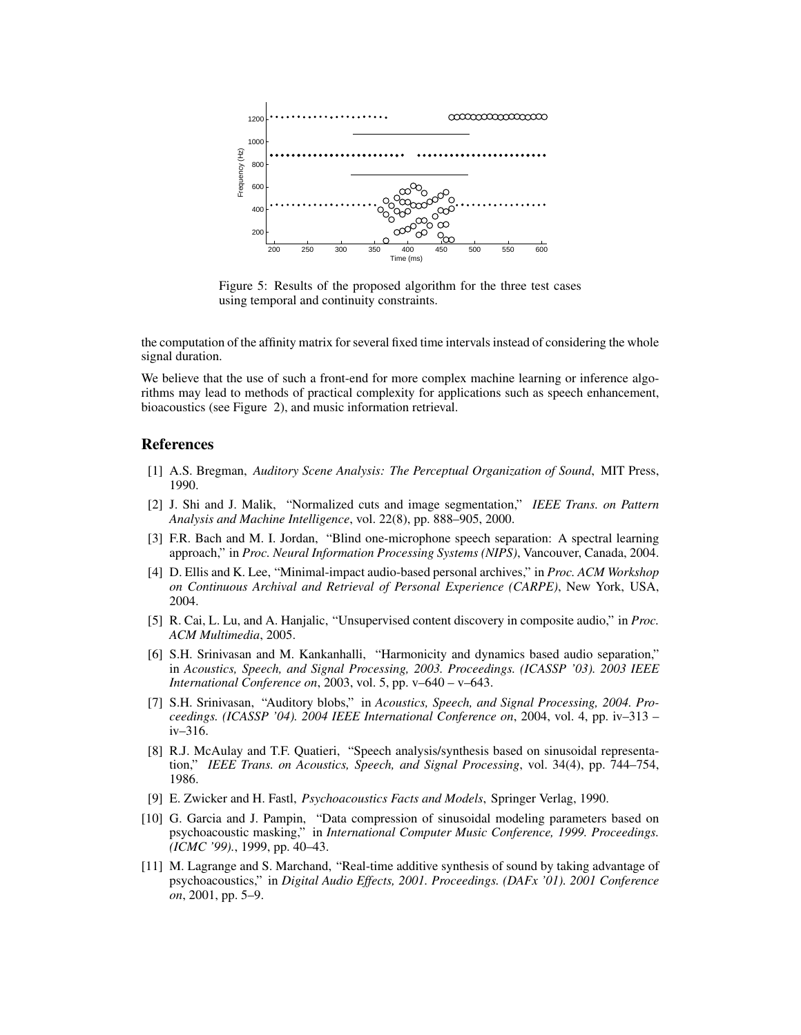1200
1000
800
600
400
200
Frequency (Hz)
200 250 300 350 400 450 500 550 600
Time (ms)

Figure 5: Results of the proposed algorithm for the three test cases using temporal and continuity constraints.

the computation of the affinity matrix for several fixed time intervals instead of considering the whole signal duration.

We believe that the use of such a front-end for more complex machine learning or inference algorithms may lead to methods of practical complexity for applications such as speech enhancement, bioacoustics (see Figure 2), and music information retrieval.

## References

[1] A.S. Bregman, *Auditory Scene Analysis: The Perceptual Organization of Sound*, MIT Press, 1990.

[2] J. Shi and J. Malik, "Normalized cuts and image segmentation," *IEEE Trans. on Pattern Analysis and Machine Intelligence*, vol. 22(8), pp. 888–905, 2000.

[3] F.R. Bach and M. I. Jordan, "Blind one-microphone speech separation: A spectral learning approach," in *Proc. Neural Information Processing Systems (NIPS)*, Vancouver, Canada, 2004.

[4] D. Ellis and K. Lee, "Minimal-impact audio-based personal archives," in *Proc. ACM Workshop on Continuous Archival and Retrieval of Personal Experience (CARPE)*, New York, USA, 2004.

[5] R. Cai, L. Lu, and A. Hanjalic, "Unsupervised content discovery in composite audio," in *Proc. ACM Multimedia*, 2005.

[6] S.H. Srinivasan and M. Kankanhalli, "Harmonicity and dynamics based audio separation," in *Acoustics, Speech, and Signal Processing, 2003. Proceedings. (ICASSP '03). 2003 IEEE International Conference on*, 2003, vol. 5, pp. v–640 – v–643.

[7] S.H. Srinivasan, "Auditory blobs," in *Acoustics, Speech, and Signal Processing, 2004. Proceedings. (ICASSP '04). 2004 IEEE International Conference on*, 2004, vol. 4, pp. iv–313 – iv–316.

[8] R.J. McAulay and T.F. Quatieri, "Speech analysis/synthesis based on sinusoidal representation," *IEEE Trans. on Acoustics, Speech, and Signal Processing*, vol. 34(4), pp. 744–754, 1986.

[9] E. Zwicker and H. Fastl, *Psychoacoustics Facts and Models*, Springer Verlag, 1990.

[10] G. Garcia and J. Pampin, "Data compression of sinusoidal modeling parameters based on psychoacoustic masking," in *International Computer Music Conference, 1999. Proceedings. (ICMC '99).*, 1999, pp. 40–43.

[11] M. Lagrange and S. Marchand, "Real-time additive synthesis of sound by taking advantage of psychoacoustics," in *Digital Audio Effects, 2001. Proceedings. (DAFx '01). 2001 Conference on*, 2001, pp. 5–9.